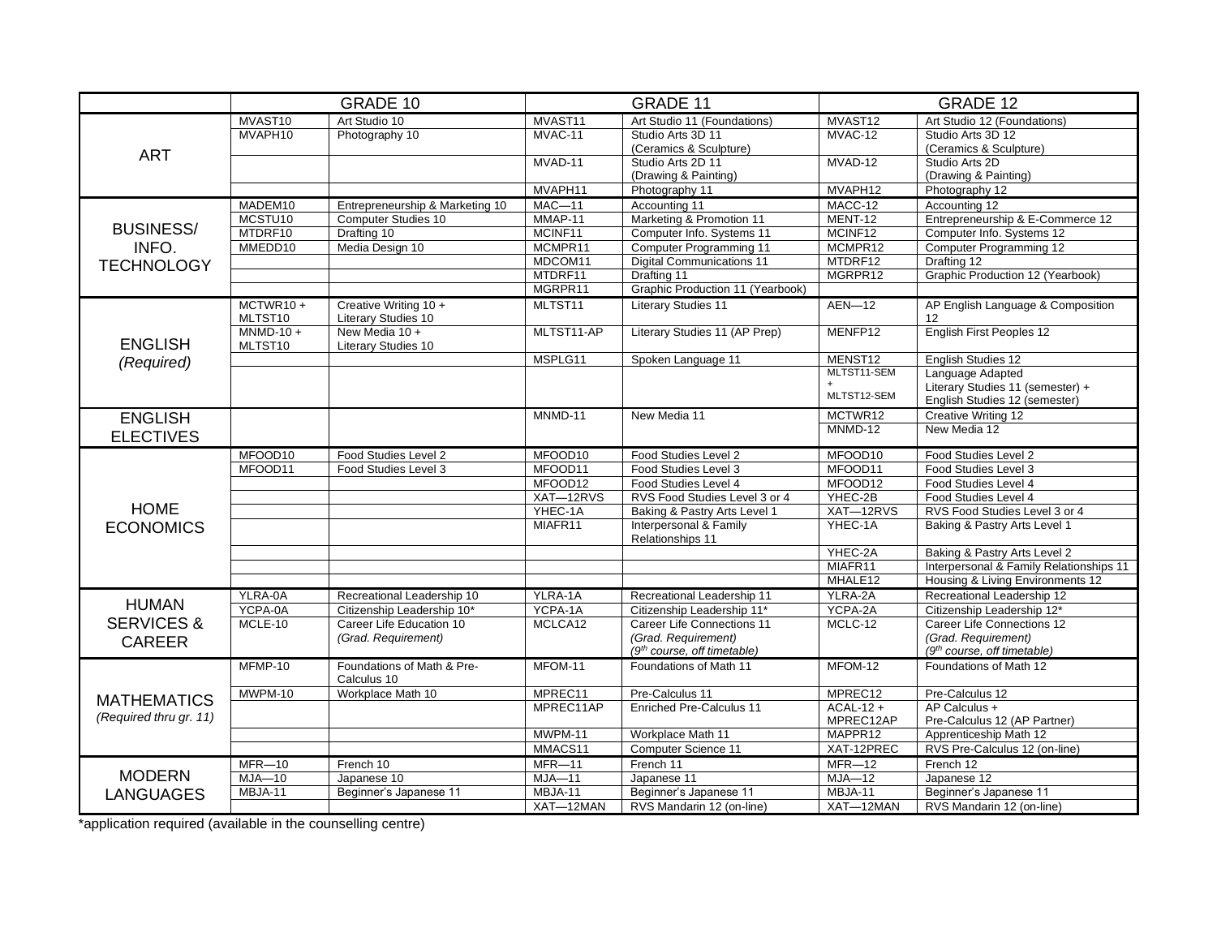| | GRADE 10 | | GRADE 11 | | GRADE 12 | |
|---|---|---|---|---|---|---|
| ART | MVAST10 | Art Studio 10 | MVAST11 | Art Studio 11 (Foundations) | MVAST12 | Art Studio 12 (Foundations) |
| | MVAPH10 | Photography 10 | MVAC-11 | Studio Arts 3D 11 (Ceramics & Sculpture) | MVAC-12 | Studio Arts 3D 12 (Ceramics & Sculpture) |
| | | | MVAD-11 | Studio Arts 2D 11 (Drawing & Painting) | MVAD-12 | Studio Arts 2D (Drawing & Painting) |
| | | | MVAPH11 | Photography 11 | MVAPH12 | Photography 12 |
| BUSINESS/ INFO. TECHNOLOGY | MADEM10 | Entrepreneurship & Marketing 10 | MAC—11 | Accounting 11 | MACC-12 | Accounting 12 |
| | MCSTU10 | Computer Studies 10 | MMAP-11 | Marketing & Promotion 11 | MENT-12 | Entrepreneurship & E-Commerce 12 |
| | MTDRF10 | Drafting 10 | MCINF11 | Computer Info. Systems 11 | MCINF12 | Computer Info. Systems 12 |
| | MMEDD10 | Media Design 10 | MCMPR11 | Computer Programming 11 | MCMPR12 | Computer Programming 12 |
| | | | MDCOM11 | Digital Communications 11 | MTDRF12 | Drafting 12 |
| | | | MTDRF11 | Drafting 11 | MGRPR12 | Graphic Production 12 (Yearbook) |
| | | | MGRPR11 | Graphic Production 11 (Yearbook) | | |
| ENGLISH *(Required)* | MCTWR10 + MLTST10 | Creative Writing 10 + Literary Studies 10 | MLTST11 | Literary Studies 11 | AEN—12 | AP English Language & Composition 12 |
| | MNMD-10 + MLTST10 | New Media 10 + Literary Studies 10 | MLTST11-AP | Literary Studies 11 (AP Prep) | MENFP12 | English First Peoples 12 |
| | | | MSPLG11 | Spoken Language 11 | MENST12 | English Studies 12 |
| | | | | | MLTST11-SEM + MLTST12-SEM | Language Adapted Literary Studies 11 (semester) + English Studies 12 (semester) |
| ENGLISH ELECTIVES | | | MNMD-11 | New Media 11 | MCTWR12 | Creative Writing 12 |
| | | | | | MNMD-12 | New Media 12 |
| HOME ECONOMICS | MFOOD10 | Food Studies Level 2 | MFOOD10 | Food Studies Level 2 | MFOOD10 | Food Studies Level 2 |
| | MFOOD11 | Food Studies Level 3 | MFOOD11 | Food Studies Level 3 | MFOOD11 | Food Studies Level 3 |
| | | | MFOOD12 | Food Studies Level 4 | MFOOD12 | Food Studies Level 4 |
| | | | XAT—12RVS | RVS Food Studies Level 3 or 4 | YHEC-2B | Food Studies Level 4 |
| | | | YHEC-1A | Baking & Pastry Arts Level 1 | XAT—12RVS | RVS Food Studies Level 3 or 4 |
| | | | MIAFR11 | Interpersonal & Family Relationships 11 | YHEC-1A | Baking & Pastry Arts Level 1 |
| | | | | | YHEC-2A | Baking & Pastry Arts Level 2 |
| | | | | | MIAFR11 | Interpersonal & Family Relationships 11 |
| | | | | | MHALE12 | Housing & Living Environments 12 |
| HUMAN SERVICES & CAREER | YLRA-0A | Recreational Leadership 10 | YLRA-1A | Recreational Leadership 11 | YLRA-2A | Recreational Leadership 12 |
| | YCPA-0A | Citizenship Leadership 10* | YCPA-1A | Citizenship Leadership 11* | YCPA-2A | Citizenship Leadership 12* |
| | MCLE-10 | Career Life Education 10 *(Grad. Requirement)* | MCLCA12 | Career Life Connections 11 *(Grad. Requirement)* *(9th course, off timetable)* | MCLC-12 | Career Life Connections 12 *(Grad. Requirement)* *(9th course, off timetable)* |
| MATHEMATICS *(Required thru gr. 11)* | MFMP-10 | Foundations of Math & Pre-Calculus 10 | MFOM-11 | Foundations of Math 11 | MFOM-12 | Foundations of Math 12 |
| | MWPM-10 | Workplace Math 10 | MPREC11 | Pre-Calculus 11 | MPREC12 | Pre-Calculus 12 |
| | | | MPREC11AP | Enriched Pre-Calculus 11 | ACAL-12 + MPREC12AP | AP Calculus + Pre-Calculus 12 (AP Partner) |
| | | | MWPM-11 | Workplace Math 11 | MAPPR12 | Apprenticeship Math 12 |
| | | | MMACS11 | Computer Science 11 | XAT-12PREC | RVS Pre-Calculus 12 (on-line) |
| MODERN LANGUAGES | MFR—10 | French 10 | MFR—11 | French 11 | MFR—12 | French 12 |
| | MJA—10 | Japanese 10 | MJA—11 | Japanese 11 | MJA—12 | Japanese 12 |
| | MBJA-11 | Beginner's Japanese 11 | MBJA-11 | Beginner's Japanese 11 | MBJA-11 | Beginner's Japanese 11 |
| | | | XAT—12MAN | RVS Mandarin 12 (on-line) | XAT—12MAN | RVS Mandarin 12 (on-line) |

*application required (available in the counselling centre)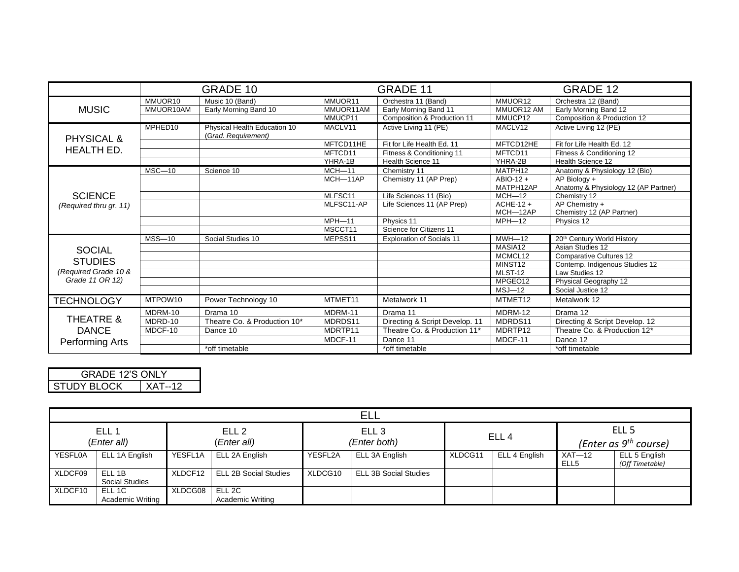| | GRADE 10 | | GRADE 11 | | GRADE 12 | |
|---|---|---|---|---|---|---|
| MUSIC | MMUOR10 | Music 10 (Band) | MMUOR11 | Orchestra 11 (Band) | MMUOR12 | Orchestra 12 (Band) |
| | MMUOR10AM | Early Morning Band 10 | MMUOR11AM | Early Morning Band 11 | MMUOR12 AM | Early Morning Band 12 |
| | | | MMUCP11 | Composition & Production 11 | MMUCP12 | Composition & Production 12 |
| PHYSICAL & HEALTH ED. | MPHED10 | Physical Health Education 10 (Grad. Requirement) | MACLV11 | Active Living 11 (PE) | MACLV12 | Active Living 12 (PE) |
| | | | MFTCD11HE | Fit for Life Health Ed. 11 | MFTCD12HE | Fit for Life Health Ed. 12 |
| | | | MFTCD11 | Fitness & Conditioning 11 | MFTCD11 | Fitness & Conditioning 12 |
| | | | YHRA-1B | Health Science 11 | YHRA-2B | Health Science 12 |
| SCIENCE *(Required thru gr. 11)* | MSC—10 | Science 10 | MCH—11 | Chemistry 11 | MATPH12 | Anatomy & Physiology 12 (Bio) |
| | | | MCH—11AP | Chemistry 11 (AP Prep) | ABIO-12 + MATPH12AP | AP Biology + Anatomy & Physiology 12 (AP Partner) |
| | | | MLFSC11 | Life Sciences 11 (Bio) | MCH—12 | Chemistry 12 |
| | | | MLFSC11-AP | Life Sciences 11 (AP Prep) | ACHE-12 + MCH—12AP | AP Chemistry + Chemistry 12 (AP Partner) |
| | | | MPH—11 | Physics 11 | MPH—12 | Physics 12 |
| | | | MSCCT11 | Science for Citizens 11 | | |
| SOCIAL STUDIES *(Required Grade 10 & Grade 11 OR 12)* | MSS—10 | Social Studies 10 | MEPSS11 | Exploration of Socials 11 | MWH—12 | 20th Century World History |
| | | | | | MASIA12 | Asian Studies 12 |
| | | | | | MCMCL12 | Comparative Cultures 12 |
| | | | | | MINST12 | Contemp. Indigenous Studies 12 |
| | | | | | MLST-12 | Law Studies 12 |
| | | | | | MPGEO12 | Physical Geography 12 |
| | | | | | MSJ—12 | Social Justice 12 |
| TECHNOLOGY | MTPOW10 | Power Technology 10 | MTMET11 | Metalwork 11 | MTMET12 | Metalwork 12 |
| THEATRE & DANCE Performing Arts | MDRM-10 | Drama 10 | MDRM-11 | Drama 11 | MDRM-12 | Drama 12 |
| | MDRD-10 | Theatre Co. & Production 10* | MDRDS11 | Directing & Script Develop. 11 | MDRDS11 | Directing & Script Develop. 12 |
| | MDCF-10 | Dance 10 | MDRTP11 | Theatre Co. & Production 11* | MDRTP12 | Theatre Co. & Production 12* |
| | | | MDCF-11 | Dance 11 | MDCF-11 | Dance 12 |
| | | *off timetable | | *off timetable | | *off timetable |

| GRADE 12'S ONLY | |
|---|---|
| STUDY BLOCK | XAT--12 |

| ELL | | | | | | | | | |
|---|---|---|---|---|---|---|---|---|---|
| ELL 1 *(Enter all)* | | ELL 2 *(Enter all)* | | ELL 3 *(Enter both)* | | ELL 4 | | ELL 5 *(Enter as 9th course)* | |
| YESFL0A | ELL 1A English | YESFL1A | ELL 2A English | YESFL2A | ELL 3A English | XLDCG11 | ELL 4 English | XAT—12 ELL5 | ELL 5 English *(Off Timetable)* |
| XLDCF09 | ELL 1B Social Studies | XLDCF12 | ELL 2B Social Studies | XLDCG10 | ELL 3B Social Studies | | | | |
| XLDCF10 | ELL 1C Academic Writing | XLDCG08 | ELL 2C Academic Writing | | | | | | |